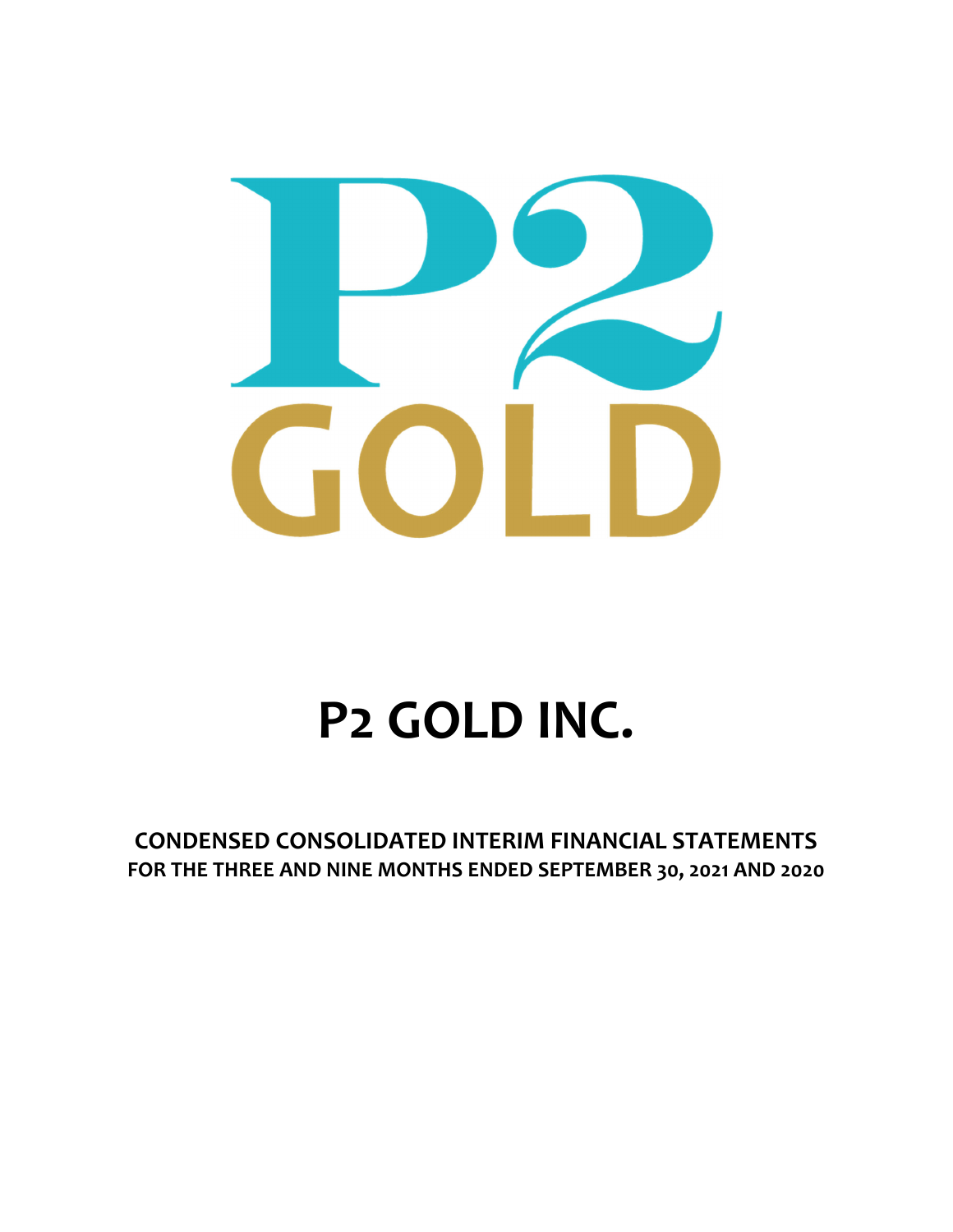P2 GOLD

# P2 GOLD INC.

**CONDENSED CONSOLIDATED INTERIM FINANCIAL STATEMENTS**
**FOR THE THREE AND NINE MONTHS ENDED SEPTEMBER 30, 2021 AND 2020**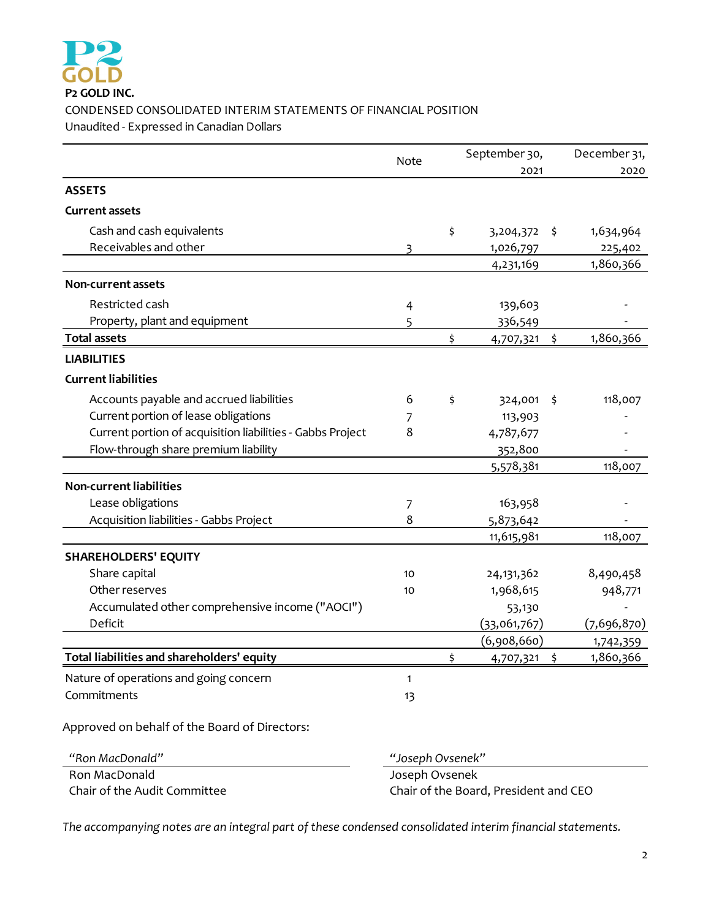**P2 GOLD INC.**

CONDENSED CONSOLIDATED INTERIM STATEMENTS OF FINANCIAL POSITION

Unaudited - Expressed in Canadian Dollars

| | Note | September 30, 2021 | December 31, 2020 |
|---|---|---|---|
| **ASSETS** | | | |
| **Current assets** | | | |
| Cash and cash equivalents | | $ 3,204,372 | $ 1,634,964 |
| Receivables and other | 3 | 1,026,797 | 225,402 |
| | | 4,231,169 | 1,860,366 |
| **Non-current assets** | | | |
| Restricted cash | 4 | 139,603 | - |
| Property, plant and equipment | 5 | 336,549 | - |
| **Total assets** | | $ 4,707,321 | $ 1,860,366 |
| **LIABILITIES** | | | |
| **Current liabilities** | | | |
| Accounts payable and accrued liabilities | 6 | $ 324,001 | $ 118,007 |
| Current portion of lease obligations | 7 | 113,903 | - |
| Current portion of acquisition liabilities - Gabbs Project | 8 | 4,787,677 | - |
| Flow-through share premium liability | | 352,800 | - |
| | | 5,578,381 | 118,007 |
| **Non-current liabilities** | | | |
| Lease obligations | 7 | 163,958 | - |
| Acquisition liabilities - Gabbs Project | 8 | 5,873,642 | - |
| | | 11,615,981 | 118,007 |
| **SHAREHOLDERS' EQUITY** | | | |
| Share capital | 10 | 24,131,362 | 8,490,458 |
| Other reserves | 10 | 1,968,615 | 948,771 |
| Accumulated other comprehensive income ("AOCI") | | 53,130 | - |
| Deficit | | (33,061,767) | (7,696,870) |
| | | (6,908,660) | 1,742,359 |
| **Total liabilities and shareholders' equity** | | $ 4,707,321 | $ 1,860,366 |

| | Note |
|---|---|
| Nature of operations and going concern | 1 |
| Commitments | 13 |

Approved on behalf of the Board of Directors:

| *"Ron MacDonald"* | *"Joseph Ovsenek"* |
|---|---|
| Ron MacDonald | Joseph Ovsenek |
| Chair of the Audit Committee | Chair of the Board, President and CEO |

*The accompanying notes are an integral part of these condensed consolidated interim financial statements.*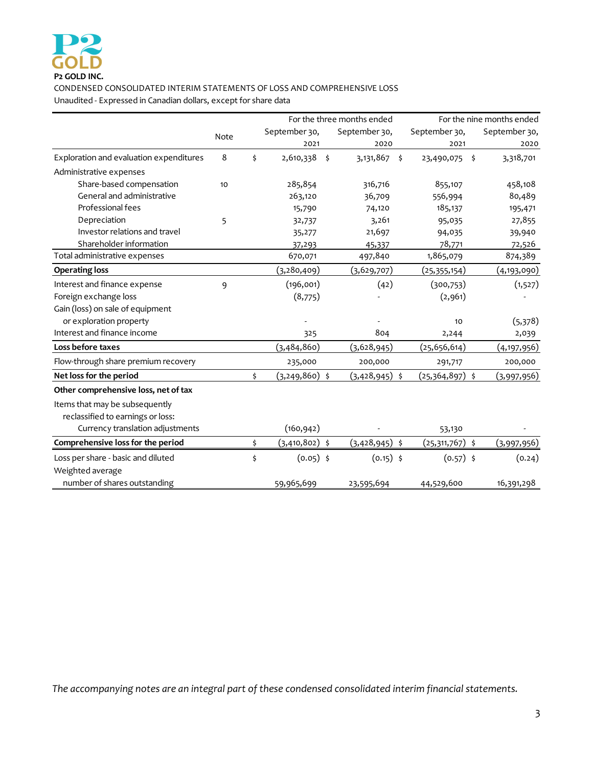**P2 GOLD INC.**

CONDENSED CONSOLIDATED INTERIM STATEMENTS OF LOSS AND COMPREHENSIVE LOSS

Unaudited - Expressed in Canadian dollars, except for share data

| | Note | For the three months ended September 30, 2021 | For the three months ended September 30, 2020 | For the nine months ended September 30, 2021 | For the nine months ended September 30, 2020 |
|---|---|---|---|---|---|
| Exploration and evaluation expenditures | 8 | $ 2,610,338 | $ 3,131,867 | $ 23,490,075 | $ 3,318,701 |
| Administrative expenses | | | | | |
| Share-based compensation | 10 | 285,854 | 316,716 | 855,107 | 458,108 |
| General and administrative | | 263,120 | 36,709 | 556,994 | 80,489 |
| Professional fees | | 15,790 | 74,120 | 185,137 | 195,471 |
| Depreciation | 5 | 32,737 | 3,261 | 95,035 | 27,855 |
| Investor relations and travel | | 35,277 | 21,697 | 94,035 | 39,940 |
| Shareholder information | | 37,293 | 45,337 | 78,771 | 72,526 |
| Total administrative expenses | | 670,071 | 497,840 | 1,865,079 | 874,389 |
| **Operating loss** | | (3,280,409) | (3,629,707) | (25,355,154) | (4,193,090) |
| Interest and finance expense | 9 | (196,001) | (42) | (300,753) | (1,527) |
| Foreign exchange loss | | (8,775) | - | (2,961) | - |
| Gain (loss) on sale of equipment or exploration property | | - | - | 10 | (5,378) |
| Interest and finance income | | 325 | 804 | 2,244 | 2,039 |
| **Loss before taxes** | | (3,484,860) | (3,628,945) | (25,656,614) | (4,197,956) |
| Flow-through share premium recovery | | 235,000 | 200,000 | 291,717 | 200,000 |
| **Net loss for the period** | | $ (3,249,860) | $ (3,428,945) | $ (25,364,897) | $ (3,997,956) |
| **Other comprehensive loss, net of tax** | | | | | |
| Items that may be subsequently reclassified to earnings or loss: | | | | | |
| Currency translation adjustments | | (160,942) | - | 53,130 | - |
| **Comprehensive loss for the period** | | $ (3,410,802) | $ (3,428,945) | $ (25,311,767) | $ (3,997,956) |
| Loss per share - basic and diluted | | $ (0.05) | $ (0.15) | $ (0.57) | $ (0.24) |
| Weighted average number of shares outstanding | | 59,965,699 | 23,595,694 | 44,529,600 | 16,391,298 |

*The accompanying notes are an integral part of these condensed consolidated interim financial statements.*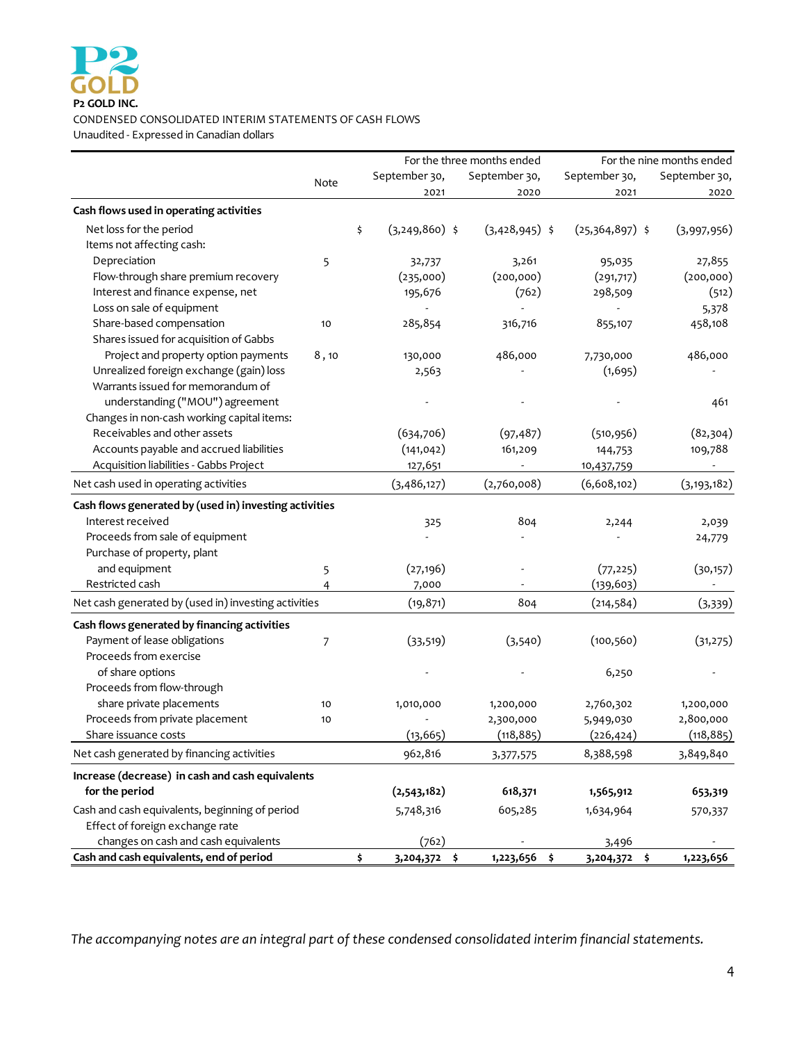**P2 GOLD INC.**

CONDENSED CONSOLIDATED INTERIM STATEMENTS OF CASH FLOWS

Unaudited - Expressed in Canadian dollars

| | Note | For the three months ended September 30, 2021 | For the three months ended September 30, 2020 | For the nine months ended September 30, 2021 | For the nine months ended September 30, 2020 |
|---|---|---|---|---|---|
| **Cash flows used in operating activities** | | | | | |
| Net loss for the period | | $ (3,249,860) | $ (3,428,945) | $ (25,364,897) | $ (3,997,956) |
| Items not affecting cash: | | | | | |
| Depreciation | 5 | 32,737 | 3,261 | 95,035 | 27,855 |
| Flow-through share premium recovery | | (235,000) | (200,000) | (291,717) | (200,000) |
| Interest and finance expense, net | | 195,676 | (762) | 298,509 | (512) |
| Loss on sale of equipment | | - | - | - | 5,378 |
| Share-based compensation | 10 | 285,854 | 316,716 | 855,107 | 458,108 |
| Shares issued for acquisition of Gabbs Project and property option payments | 8 , 10 | 130,000 | 486,000 | 7,730,000 | 486,000 |
| Unrealized foreign exchange (gain) loss | | 2,563 | - | (1,695) | - |
| Warrants issued for memorandum of understanding ("MOU") agreement | | - | - | - | 461 |
| Changes in non-cash working capital items: | | | | | |
| Receivables and other assets | | (634,706) | (97,487) | (510,956) | (82,304) |
| Accounts payable and accrued liabilities | | (141,042) | 161,209 | 144,753 | 109,788 |
| Acquisition liabilities - Gabbs Project | | 127,651 | - | 10,437,759 | - |
| Net cash used in operating activities | | (3,486,127) | (2,760,008) | (6,608,102) | (3,193,182) |
| **Cash flows generated by (used in) investing activities** | | | | | |
| Interest received | | 325 | 804 | 2,244 | 2,039 |
| Proceeds from sale of equipment | | - | - | - | 24,779 |
| Purchase of property, plant and equipment | 5 | (27,196) | - | (77,225) | (30,157) |
| Restricted cash | 4 | 7,000 | - | (139,603) | - |
| Net cash generated by (used in) investing activities | | (19,871) | 804 | (214,584) | (3,339) |
| **Cash flows generated by financing activities** | | | | | |
| Payment of lease obligations | 7 | (33,519) | (3,540) | (100,560) | (31,275) |
| Proceeds from exercise of share options | | - | - | 6,250 | - |
| Proceeds from flow-through share private placements | 10 | 1,010,000 | 1,200,000 | 2,760,302 | 1,200,000 |
| Proceeds from private placement | 10 | - | 2,300,000 | 5,949,030 | 2,800,000 |
| Share issuance costs | | (13,665) | (118,885) | (226,424) | (118,885) |
| Net cash generated by financing activities | | 962,816 | 3,377,575 | 8,388,598 | 3,849,840 |
| **Increase (decrease) in cash and cash equivalents for the period** | | **(2,543,182)** | **618,371** | **1,565,912** | **653,319** |
| Cash and cash equivalents, beginning of period | | 5,748,316 | 605,285 | 1,634,964 | 570,337 |
| Effect of foreign exchange rate changes on cash and cash equivalents | | (762) | - | 3,496 | - |
| **Cash and cash equivalents, end of period** | | **$ 3,204,372** | **$ 1,223,656** | **$ 3,204,372** | **$ 1,223,656** |

*The accompanying notes are an integral part of these condensed consolidated interim financial statements.*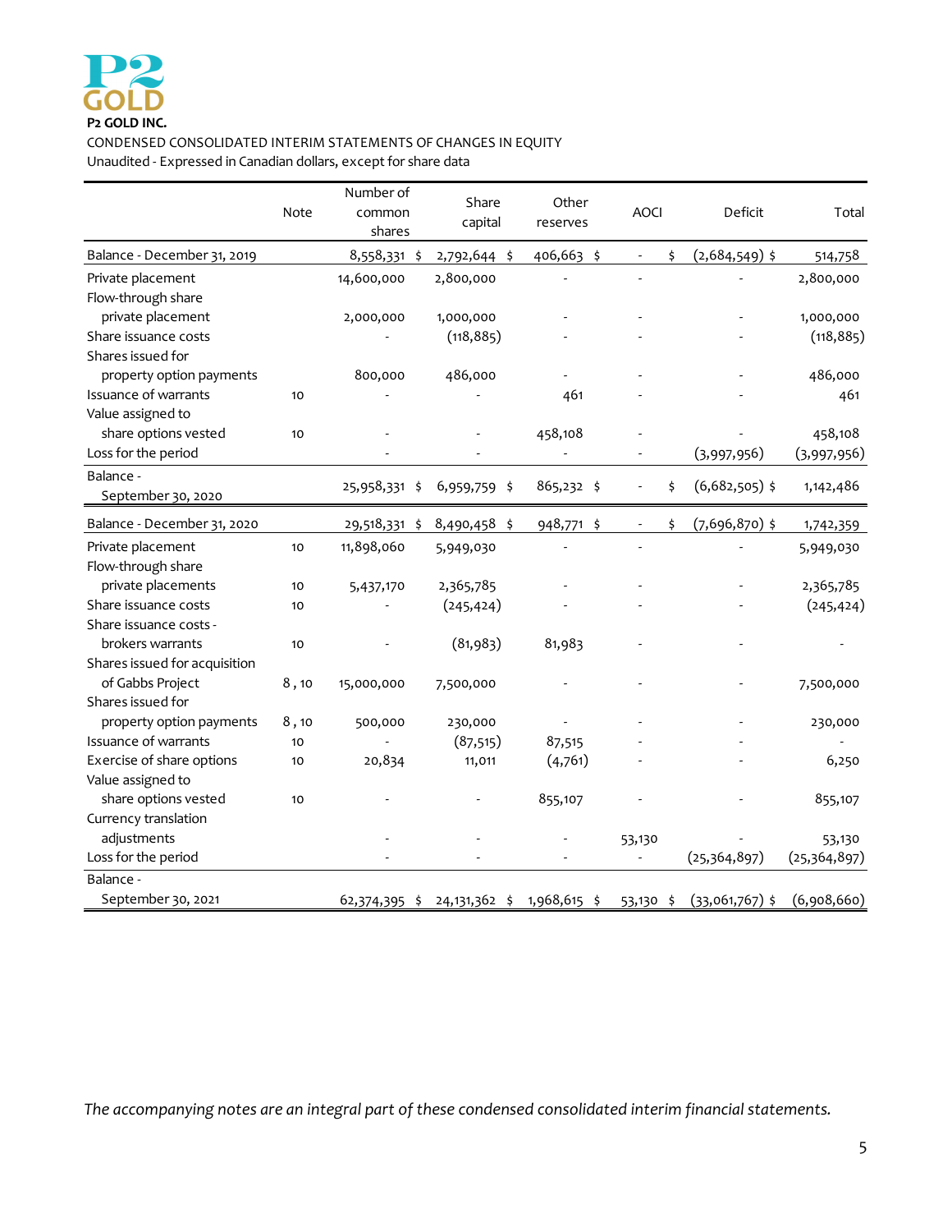**P2 GOLD INC.**

CONDENSED CONSOLIDATED INTERIM STATEMENTS OF CHANGES IN EQUITY

Unaudited - Expressed in Canadian dollars, except for share data

| | Note | Number of common shares | Share capital | Other reserves | AOCI | Deficit | Total |
|---|---|---|---|---|---|---|---|
| Balance - December 31, 2019 | | 8,558,331 | $ 2,792,644 | $ 406,663 | $ - | $ (2,684,549) | $ 514,758 |
| Private placement | | 14,600,000 | 2,800,000 | - | - | - | 2,800,000 |
| Flow-through share private placement | | 2,000,000 | 1,000,000 | - | - | - | 1,000,000 |
| Share issuance costs | | - | (118,885) | - | - | - | (118,885) |
| Shares issued for property option payments | | 800,000 | 486,000 | - | - | - | 486,000 |
| Issuance of warrants | 10 | - | - | 461 | - | - | 461 |
| Value assigned to share options vested | 10 | - | - | 458,108 | - | - | 458,108 |
| Loss for the period | | - | - | - | - | (3,997,956) | (3,997,956) |
| Balance - September 30, 2020 | | 25,958,331 | $ 6,959,759 | $ 865,232 | $ - | $ (6,682,505) | $ 1,142,486 |
| Balance - December 31, 2020 | | 29,518,331 | $ 8,490,458 | $ 948,771 | $ - | $ (7,696,870) | $ 1,742,359 |
| Private placement | 10 | 11,898,060 | 5,949,030 | - | - | - | 5,949,030 |
| Flow-through share private placements | 10 | 5,437,170 | 2,365,785 | - | - | - | 2,365,785 |
| Share issuance costs | 10 | - | (245,424) | - | - | - | (245,424) |
| Share issuance costs - brokers warrants | 10 | - | (81,983) | 81,983 | - | - | - |
| Shares issued for acquisition of Gabbs Project | 8 , 10 | 15,000,000 | 7,500,000 | - | - | - | 7,500,000 |
| Shares issued for property option payments | 8 , 10 | 500,000 | 230,000 | - | - | - | 230,000 |
| Issuance of warrants | 10 | - | (87,515) | 87,515 | - | - | - |
| Exercise of share options | 10 | 20,834 | 11,011 | (4,761) | - | - | 6,250 |
| Value assigned to share options vested | 10 | - | - | 855,107 | - | - | 855,107 |
| Currency translation adjustments | | - | - | - | 53,130 | - | 53,130 |
| Loss for the period | | - | - | - | - | (25,364,897) | (25,364,897) |
| Balance - September 30, 2021 | | 62,374,395 | $ 24,131,362 | $ 1,968,615 | $ 53,130 | $ (33,061,767) | $ (6,908,660) |

*The accompanying notes are an integral part of these condensed consolidated interim financial statements.*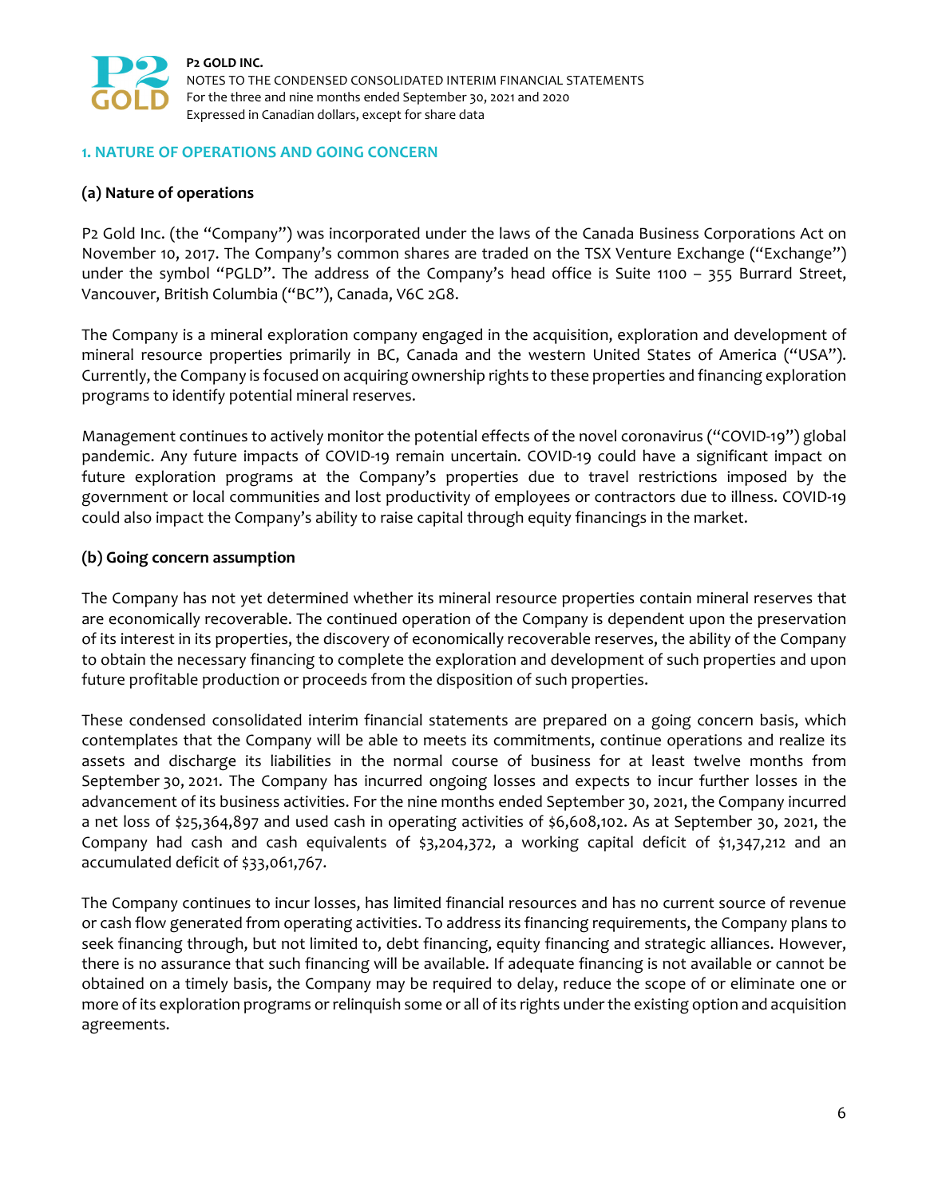## 1. NATURE OF OPERATIONS AND GOING CONCERN

### (a) Nature of operations

P2 Gold Inc. (the "Company") was incorporated under the laws of the Canada Business Corporations Act on November 10, 2017. The Company's common shares are traded on the TSX Venture Exchange ("Exchange") under the symbol "PGLD". The address of the Company's head office is Suite 1100 – 355 Burrard Street, Vancouver, British Columbia ("BC"), Canada, V6C 2G8.

The Company is a mineral exploration company engaged in the acquisition, exploration and development of mineral resource properties primarily in BC, Canada and the western United States of America ("USA"). Currently, the Company is focused on acquiring ownership rights to these properties and financing exploration programs to identify potential mineral reserves.

Management continues to actively monitor the potential effects of the novel coronavirus ("COVID-19") global pandemic. Any future impacts of COVID-19 remain uncertain. COVID-19 could have a significant impact on future exploration programs at the Company's properties due to travel restrictions imposed by the government or local communities and lost productivity of employees or contractors due to illness. COVID-19 could also impact the Company's ability to raise capital through equity financings in the market.

### (b) Going concern assumption

The Company has not yet determined whether its mineral resource properties contain mineral reserves that are economically recoverable. The continued operation of the Company is dependent upon the preservation of its interest in its properties, the discovery of economically recoverable reserves, the ability of the Company to obtain the necessary financing to complete the exploration and development of such properties and upon future profitable production or proceeds from the disposition of such properties.

These condensed consolidated interim financial statements are prepared on a going concern basis, which contemplates that the Company will be able to meets its commitments, continue operations and realize its assets and discharge its liabilities in the normal course of business for at least twelve months from September 30, 2021. The Company has incurred ongoing losses and expects to incur further losses in the advancement of its business activities. For the nine months ended September 30, 2021, the Company incurred a net loss of $25,364,897 and used cash in operating activities of $6,608,102. As at September 30, 2021, the Company had cash and cash equivalents of $3,204,372, a working capital deficit of $1,347,212 and an accumulated deficit of $33,061,767.

The Company continues to incur losses, has limited financial resources and has no current source of revenue or cash flow generated from operating activities. To address its financing requirements, the Company plans to seek financing through, but not limited to, debt financing, equity financing and strategic alliances. However, there is no assurance that such financing will be available. If adequate financing is not available or cannot be obtained on a timely basis, the Company may be required to delay, reduce the scope of or eliminate one or more of its exploration programs or relinquish some or all of its rights under the existing option and acquisition agreements.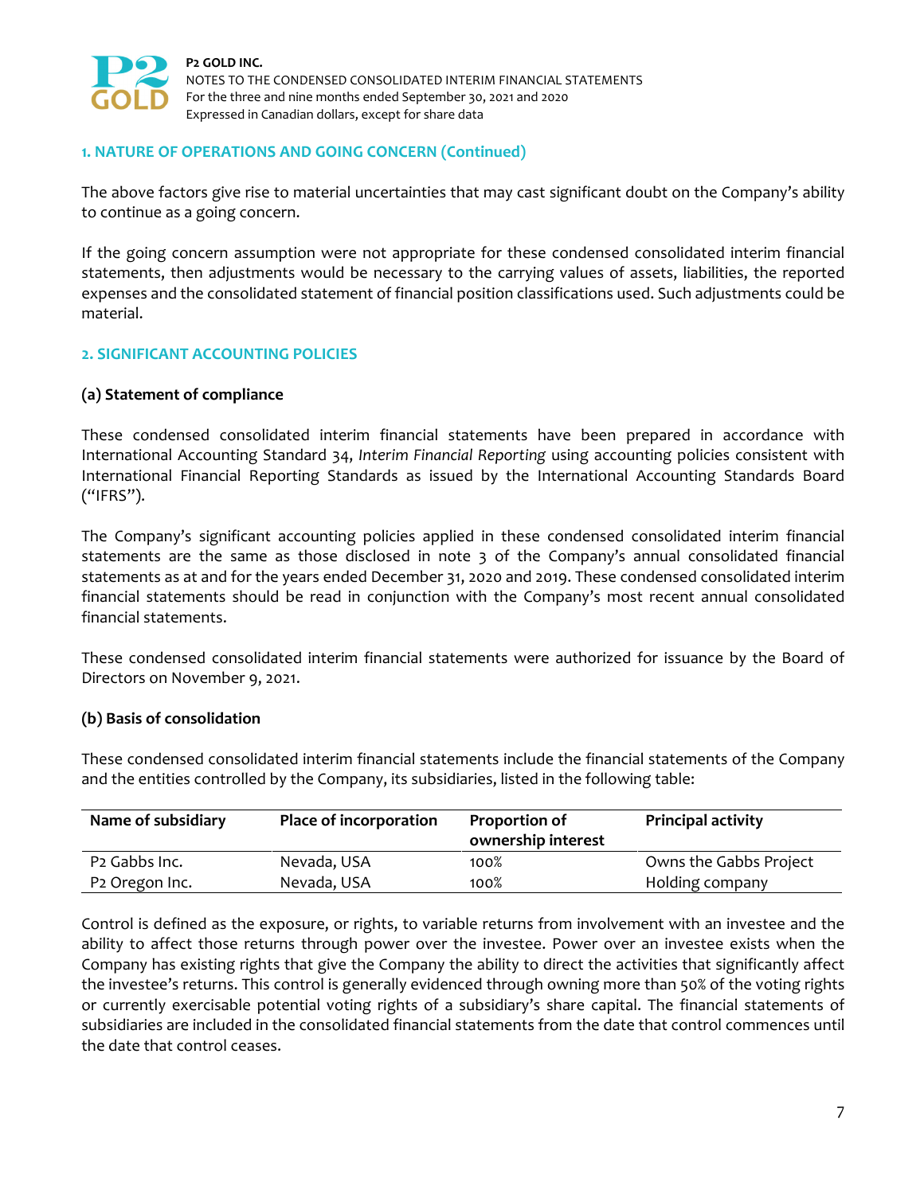## 1. NATURE OF OPERATIONS AND GOING CONCERN (Continued)

The above factors give rise to material uncertainties that may cast significant doubt on the Company's ability to continue as a going concern.

If the going concern assumption were not appropriate for these condensed consolidated interim financial statements, then adjustments would be necessary to the carrying values of assets, liabilities, the reported expenses and the consolidated statement of financial position classifications used. Such adjustments could be material.

## 2. SIGNIFICANT ACCOUNTING POLICIES

### (a) Statement of compliance

These condensed consolidated interim financial statements have been prepared in accordance with International Accounting Standard 34, *Interim Financial Reporting* using accounting policies consistent with International Financial Reporting Standards as issued by the International Accounting Standards Board ("IFRS").

The Company's significant accounting policies applied in these condensed consolidated interim financial statements are the same as those disclosed in note 3 of the Company's annual consolidated financial statements as at and for the years ended December 31, 2020 and 2019. These condensed consolidated interim financial statements should be read in conjunction with the Company's most recent annual consolidated financial statements.

These condensed consolidated interim financial statements were authorized for issuance by the Board of Directors on November 9, 2021.

### (b) Basis of consolidation

These condensed consolidated interim financial statements include the financial statements of the Company and the entities controlled by the Company, its subsidiaries, listed in the following table:

| Name of subsidiary | Place of incorporation | Proportion of ownership interest | Principal activity |
|---|---|---|---|
| P2 Gabbs Inc. | Nevada, USA | 100% | Owns the Gabbs Project |
| P2 Oregon Inc. | Nevada, USA | 100% | Holding company |

Control is defined as the exposure, or rights, to variable returns from involvement with an investee and the ability to affect those returns through power over the investee. Power over an investee exists when the Company has existing rights that give the Company the ability to direct the activities that significantly affect the investee's returns. This control is generally evidenced through owning more than 50% of the voting rights or currently exercisable potential voting rights of a subsidiary's share capital. The financial statements of subsidiaries are included in the consolidated financial statements from the date that control commences until the date that control ceases.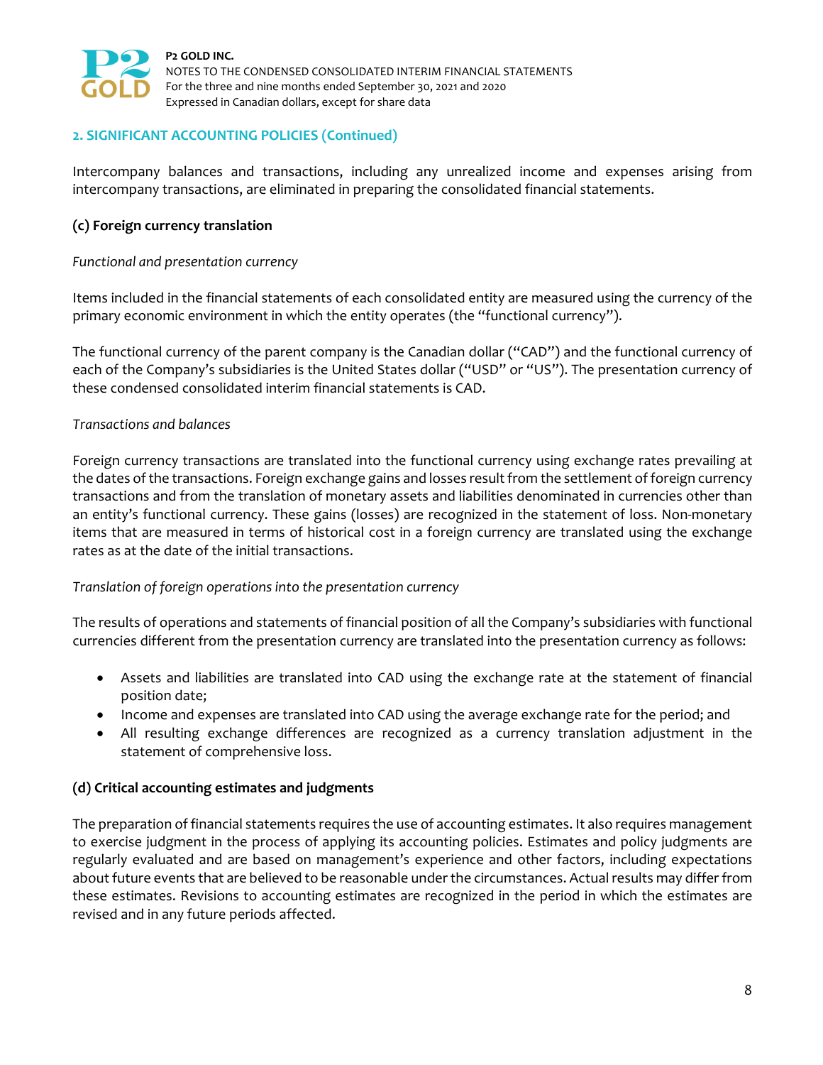## 2. SIGNIFICANT ACCOUNTING POLICIES (Continued)

Intercompany balances and transactions, including any unrealized income and expenses arising from intercompany transactions, are eliminated in preparing the consolidated financial statements.

### (c) Foreign currency translation

*Functional and presentation currency*

Items included in the financial statements of each consolidated entity are measured using the currency of the primary economic environment in which the entity operates (the "functional currency").

The functional currency of the parent company is the Canadian dollar ("CAD") and the functional currency of each of the Company's subsidiaries is the United States dollar ("USD" or "US"). The presentation currency of these condensed consolidated interim financial statements is CAD.

*Transactions and balances*

Foreign currency transactions are translated into the functional currency using exchange rates prevailing at the dates of the transactions. Foreign exchange gains and losses result from the settlement of foreign currency transactions and from the translation of monetary assets and liabilities denominated in currencies other than an entity's functional currency. These gains (losses) are recognized in the statement of loss. Non-monetary items that are measured in terms of historical cost in a foreign currency are translated using the exchange rates as at the date of the initial transactions.

*Translation of foreign operations into the presentation currency*

The results of operations and statements of financial position of all the Company's subsidiaries with functional currencies different from the presentation currency are translated into the presentation currency as follows:

- Assets and liabilities are translated into CAD using the exchange rate at the statement of financial position date;
- Income and expenses are translated into CAD using the average exchange rate for the period; and
- All resulting exchange differences are recognized as a currency translation adjustment in the statement of comprehensive loss.

### (d) Critical accounting estimates and judgments

The preparation of financial statements requires the use of accounting estimates. It also requires management to exercise judgment in the process of applying its accounting policies. Estimates and policy judgments are regularly evaluated and are based on management's experience and other factors, including expectations about future events that are believed to be reasonable under the circumstances. Actual results may differ from these estimates. Revisions to accounting estimates are recognized in the period in which the estimates are revised and in any future periods affected.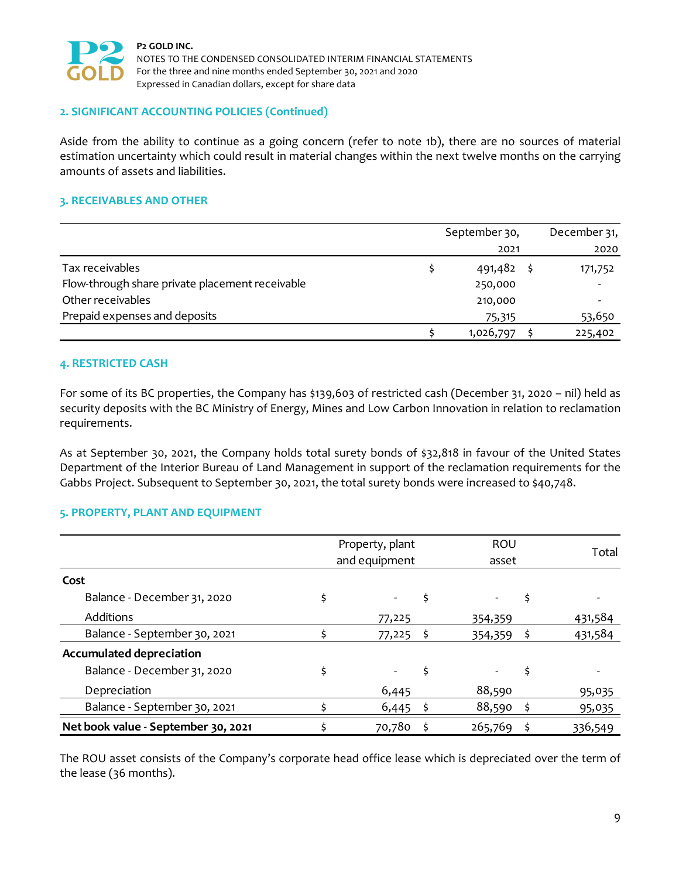## 2. SIGNIFICANT ACCOUNTING POLICIES (Continued)

Aside from the ability to continue as a going concern (refer to note 1b), there are no sources of material estimation uncertainty which could result in material changes within the next twelve months on the carrying amounts of assets and liabilities.

## 3. RECEIVABLES AND OTHER

| | September 30, 2021 | December 31, 2020 |
|---|---|---|
| Tax receivables | $ 491,482 | $ 171,752 |
| Flow-through share private placement receivable | 250,000 | - |
| Other receivables | 210,000 | - |
| Prepaid expenses and deposits | 75,315 | 53,650 |
| | $ 1,026,797 | $ 225,402 |

## 4. RESTRICTED CASH

For some of its BC properties, the Company has $139,603 of restricted cash (December 31, 2020 – nil) held as security deposits with the BC Ministry of Energy, Mines and Low Carbon Innovation in relation to reclamation requirements.

As at September 30, 2021, the Company holds total surety bonds of $32,818 in favour of the United States Department of the Interior Bureau of Land Management in support of the reclamation requirements for the Gabbs Project. Subsequent to September 30, 2021, the total surety bonds were increased to $40,748.

## 5. PROPERTY, PLANT AND EQUIPMENT

| | Property, plant and equipment | ROU asset | Total |
|---|---|---|---|
| **Cost** | | | |
| Balance - December 31, 2020 | $ - | $ - | $ - |
| Additions | 77,225 | 354,359 | 431,584 |
| Balance - September 30, 2021 | $ 77,225 | $ 354,359 | $ 431,584 |
| **Accumulated depreciation** | | | |
| Balance - December 31, 2020 | $ - | $ - | $ - |
| Depreciation | 6,445 | 88,590 | 95,035 |
| Balance - September 30, 2021 | $ 6,445 | $ 88,590 | $ 95,035 |
| **Net book value - September 30, 2021** | $ 70,780 | $ 265,769 | $ 336,549 |

The ROU asset consists of the Company's corporate head office lease which is depreciated over the term of the lease (36 months).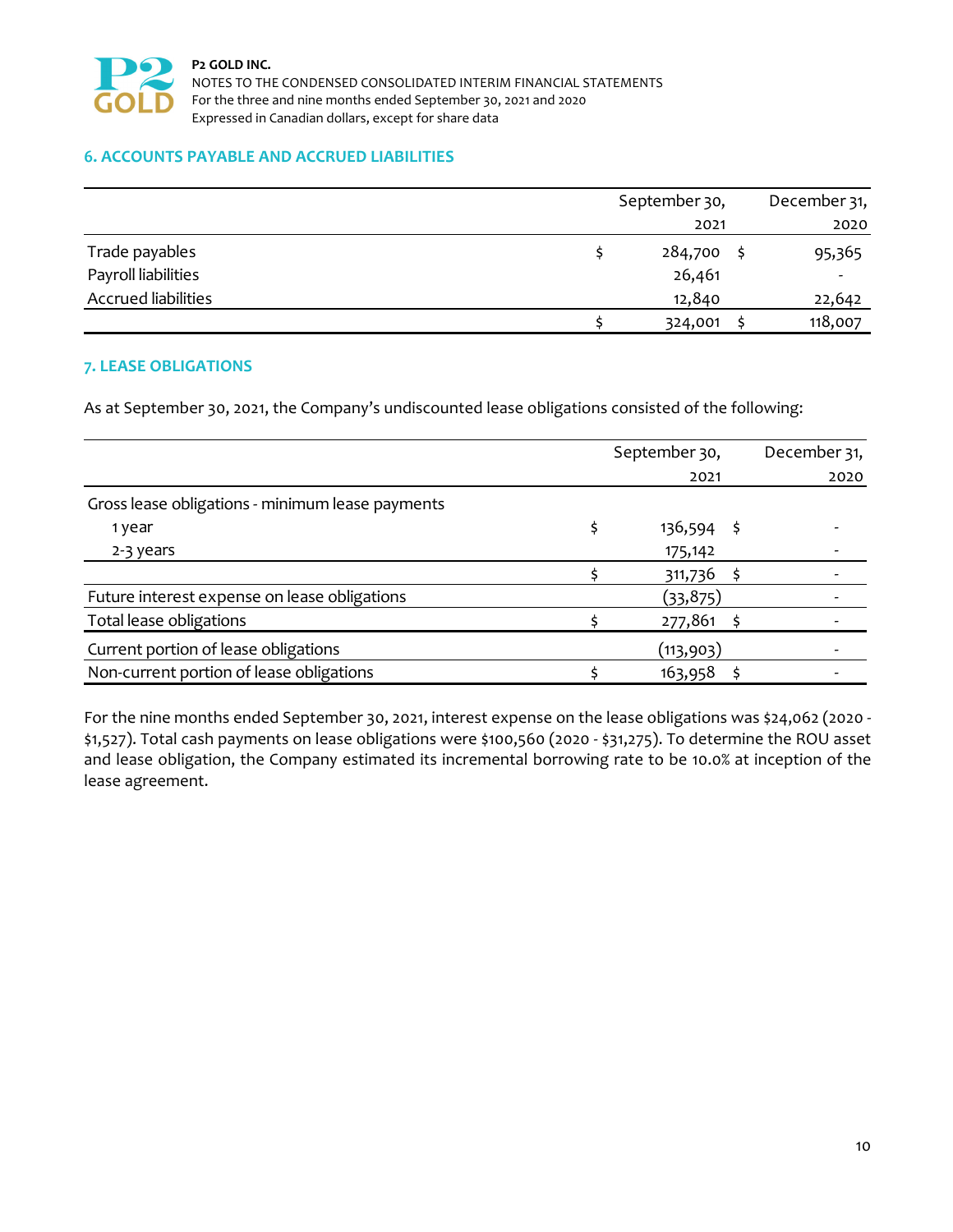## 6. ACCOUNTS PAYABLE AND ACCRUED LIABILITIES

| | September 30, 2021 | December 31, 2020 |
|---|---|---|
| Trade payables | $ 284,700 | $ 95,365 |
| Payroll liabilities | 26,461 | - |
| Accrued liabilities | 12,840 | 22,642 |
| | $ 324,001 | $ 118,007 |

## 7. LEASE OBLIGATIONS

As at September 30, 2021, the Company's undiscounted lease obligations consisted of the following:

| | September 30, 2021 | December 31, 2020 |
|---|---|---|
| Gross lease obligations - minimum lease payments | | |
| 1 year | $ 136,594 | $ - |
| 2-3 years | 175,142 | - |
| | $ 311,736 | $ - |
| Future interest expense on lease obligations | (33,875) | - |
| Total lease obligations | $ 277,861 | $ - |
| Current portion of lease obligations | (113,903) | - |
| Non-current portion of lease obligations | $ 163,958 | $ - |

For the nine months ended September 30, 2021, interest expense on the lease obligations was $24,062 (2020 - $1,527). Total cash payments on lease obligations were $100,560 (2020 - $31,275). To determine the ROU asset and lease obligation, the Company estimated its incremental borrowing rate to be 10.0% at inception of the lease agreement.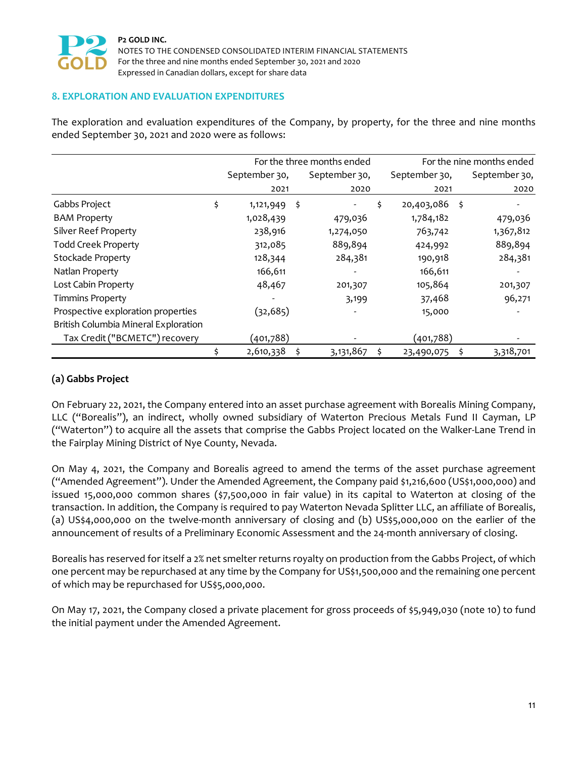## 8. EXPLORATION AND EVALUATION EXPENDITURES

The exploration and evaluation expenditures of the Company, by property, for the three and nine months ended September 30, 2021 and 2020 were as follows:

| | For the three months ended | | For the nine months ended | |
|---|---|---|---|---|
| | September 30, 2021 | September 30, 2020 | September 30, 2021 | September 30, 2020 |
| Gabbs Project | $ 1,121,949 | $ - | $ 20,403,086 | $ - |
| BAM Property | 1,028,439 | 479,036 | 1,784,182 | 479,036 |
| Silver Reef Property | 238,916 | 1,274,050 | 763,742 | 1,367,812 |
| Todd Creek Property | 312,085 | 889,894 | 424,992 | 889,894 |
| Stockade Property | 128,344 | 284,381 | 190,918 | 284,381 |
| Natlan Property | 166,611 | - | 166,611 | - |
| Lost Cabin Property | 48,467 | 201,307 | 105,864 | 201,307 |
| Timmins Property | - | 3,199 | 37,468 | 96,271 |
| Prospective exploration properties | (32,685) | - | 15,000 | - |
| British Columbia Mineral Exploration Tax Credit ("BCMETC") recovery | (401,788) | - | (401,788) | - |
| | $ 2,610,338 | $ 3,131,867 | $ 23,490,075 | $ 3,318,701 |

### (a) Gabbs Project

On February 22, 2021, the Company entered into an asset purchase agreement with Borealis Mining Company, LLC ("Borealis"), an indirect, wholly owned subsidiary of Waterton Precious Metals Fund II Cayman, LP ("Waterton") to acquire all the assets that comprise the Gabbs Project located on the Walker-Lane Trend in the Fairplay Mining District of Nye County, Nevada.

On May 4, 2021, the Company and Borealis agreed to amend the terms of the asset purchase agreement ("Amended Agreement"). Under the Amended Agreement, the Company paid $1,216,600 (US$1,000,000) and issued 15,000,000 common shares ($7,500,000 in fair value) in its capital to Waterton at closing of the transaction. In addition, the Company is required to pay Waterton Nevada Splitter LLC, an affiliate of Borealis, (a) US$4,000,000 on the twelve-month anniversary of closing and (b) US$5,000,000 on the earlier of the announcement of results of a Preliminary Economic Assessment and the 24-month anniversary of closing.

Borealis has reserved for itself a 2% net smelter returns royalty on production from the Gabbs Project, of which one percent may be repurchased at any time by the Company for US$1,500,000 and the remaining one percent of which may be repurchased for US$5,000,000.

On May 17, 2021, the Company closed a private placement for gross proceeds of $5,949,030 (note 10) to fund the initial payment under the Amended Agreement.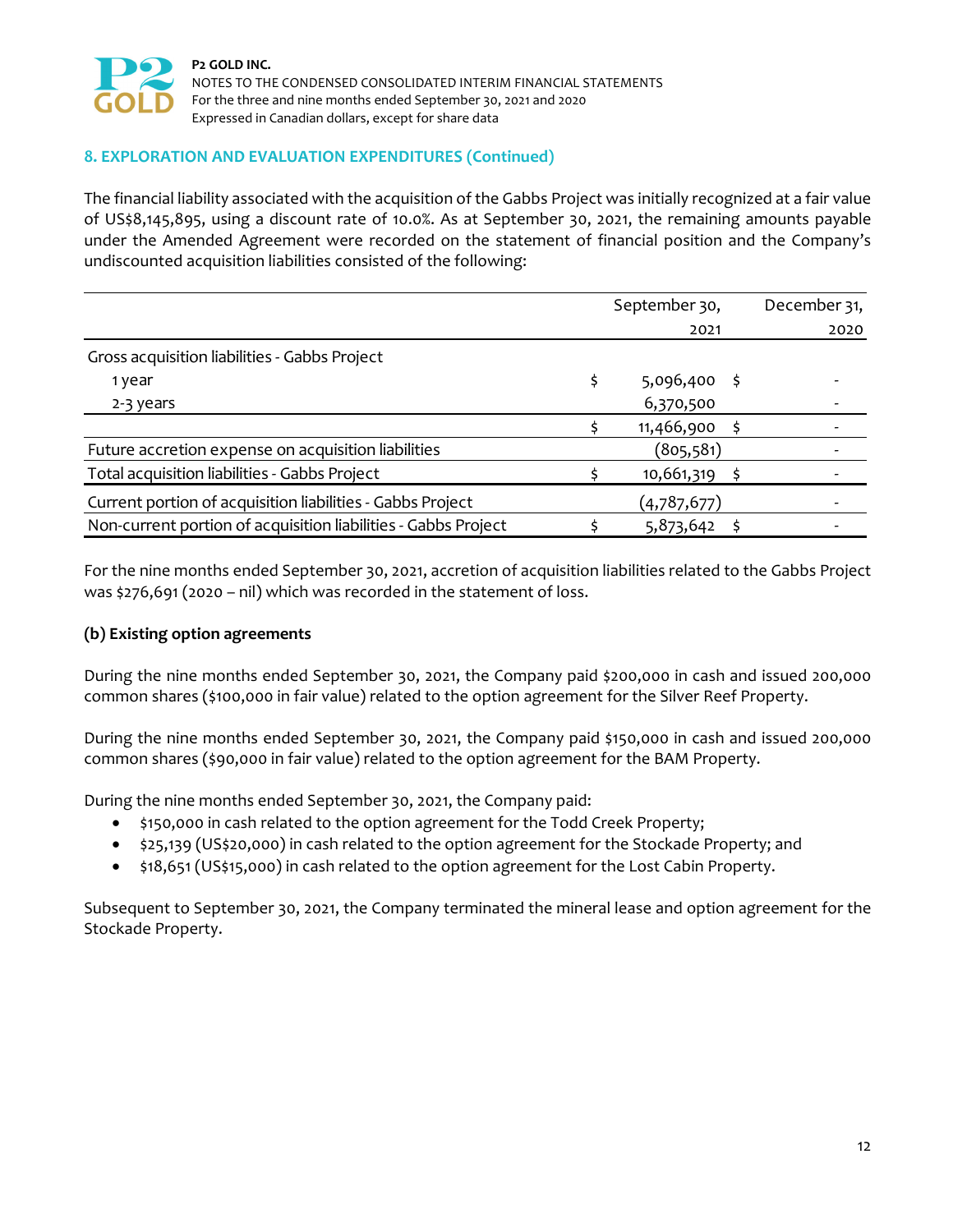## 8. EXPLORATION AND EVALUATION EXPENDITURES (Continued)

The financial liability associated with the acquisition of the Gabbs Project was initially recognized at a fair value of US$8,145,895, using a discount rate of 10.0%. As at September 30, 2021, the remaining amounts payable under the Amended Agreement were recorded on the statement of financial position and the Company's undiscounted acquisition liabilities consisted of the following:

| | September 30, 2021 | December 31, 2020 |
|---|---|---|
| Gross acquisition liabilities - Gabbs Project | | |
| 1 year | $ 5,096,400 | $ - |
| 2-3 years | 6,370,500 | - |
| | $ 11,466,900 | $ - |
| Future accretion expense on acquisition liabilities | (805,581) | - |
| Total acquisition liabilities - Gabbs Project | $ 10,661,319 | $ - |
| Current portion of acquisition liabilities - Gabbs Project | (4,787,677) | - |
| Non-current portion of acquisition liabilities - Gabbs Project | $ 5,873,642 | $ - |

For the nine months ended September 30, 2021, accretion of acquisition liabilities related to the Gabbs Project was $276,691 (2020 – nil) which was recorded in the statement of loss.

### (b) Existing option agreements

During the nine months ended September 30, 2021, the Company paid $200,000 in cash and issued 200,000 common shares ($100,000 in fair value) related to the option agreement for the Silver Reef Property.

During the nine months ended September 30, 2021, the Company paid $150,000 in cash and issued 200,000 common shares ($90,000 in fair value) related to the option agreement for the BAM Property.

During the nine months ended September 30, 2021, the Company paid:

- $150,000 in cash related to the option agreement for the Todd Creek Property;
- $25,139 (US$20,000) in cash related to the option agreement for the Stockade Property; and
- $18,651 (US$15,000) in cash related to the option agreement for the Lost Cabin Property.

Subsequent to September 30, 2021, the Company terminated the mineral lease and option agreement for the Stockade Property.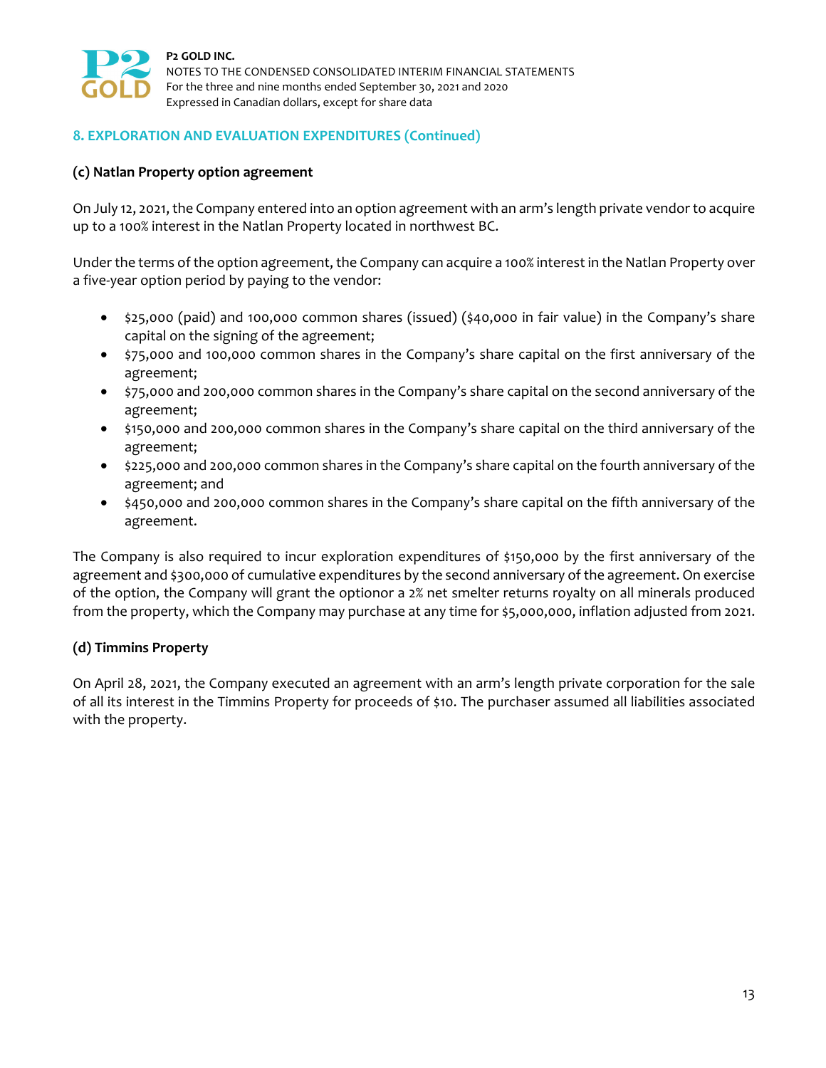## 8. EXPLORATION AND EVALUATION EXPENDITURES (Continued)

### (c) Natlan Property option agreement

On July 12, 2021, the Company entered into an option agreement with an arm's length private vendor to acquire up to a 100% interest in the Natlan Property located in northwest BC.

Under the terms of the option agreement, the Company can acquire a 100% interest in the Natlan Property over a five-year option period by paying to the vendor:

- $25,000 (paid) and 100,000 common shares (issued) ($40,000 in fair value) in the Company's share capital on the signing of the agreement;
- $75,000 and 100,000 common shares in the Company's share capital on the first anniversary of the agreement;
- $75,000 and 200,000 common shares in the Company's share capital on the second anniversary of the agreement;
- $150,000 and 200,000 common shares in the Company's share capital on the third anniversary of the agreement;
- $225,000 and 200,000 common shares in the Company's share capital on the fourth anniversary of the agreement; and
- $450,000 and 200,000 common shares in the Company's share capital on the fifth anniversary of the agreement.

The Company is also required to incur exploration expenditures of $150,000 by the first anniversary of the agreement and $300,000 of cumulative expenditures by the second anniversary of the agreement. On exercise of the option, the Company will grant the optionor a 2% net smelter returns royalty on all minerals produced from the property, which the Company may purchase at any time for $5,000,000, inflation adjusted from 2021.

### (d) Timmins Property

On April 28, 2021, the Company executed an agreement with an arm's length private corporation for the sale of all its interest in the Timmins Property for proceeds of $10. The purchaser assumed all liabilities associated with the property.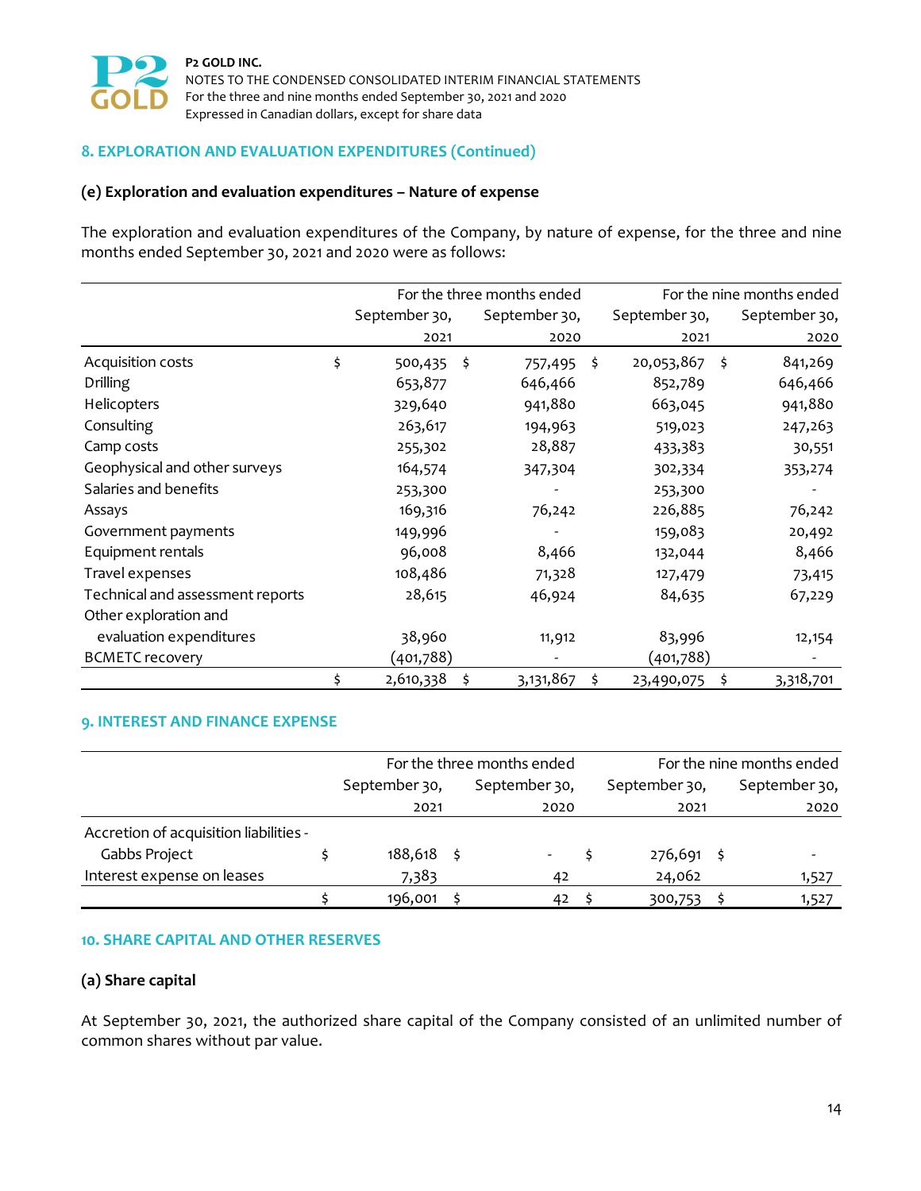## 8. EXPLORATION AND EVALUATION EXPENDITURES (Continued)

### (e) Exploration and evaluation expenditures – Nature of expense

The exploration and evaluation expenditures of the Company, by nature of expense, for the three and nine months ended September 30, 2021 and 2020 were as follows:

| | For the three months ended | | For the nine months ended | |
|---|---|---|---|---|
| | September 30, 2021 | September 30, 2020 | September 30, 2021 | September 30, 2020 |
| Acquisition costs | $ 500,435 | $ 757,495 | $ 20,053,867 | $ 841,269 |
| Drilling | 653,877 | 646,466 | 852,789 | 646,466 |
| Helicopters | 329,640 | 941,880 | 663,045 | 941,880 |
| Consulting | 263,617 | 194,963 | 519,023 | 247,263 |
| Camp costs | 255,302 | 28,887 | 433,383 | 30,551 |
| Geophysical and other surveys | 164,574 | 347,304 | 302,334 | 353,274 |
| Salaries and benefits | 253,300 | - | 253,300 | - |
| Assays | 169,316 | 76,242 | 226,885 | 76,242 |
| Government payments | 149,996 | - | 159,083 | 20,492 |
| Equipment rentals | 96,008 | 8,466 | 132,044 | 8,466 |
| Travel expenses | 108,486 | 71,328 | 127,479 | 73,415 |
| Technical and assessment reports | 28,615 | 46,924 | 84,635 | 67,229 |
| Other exploration and evaluation expenditures | 38,960 | 11,912 | 83,996 | 12,154 |
| BCMETC recovery | (401,788) | - | (401,788) | - |
| | $ 2,610,338 | $ 3,131,867 | $ 23,490,075 | $ 3,318,701 |

## 9. INTEREST AND FINANCE EXPENSE

| | For the three months ended | | For the nine months ended | |
|---|---|---|---|---|
| | September 30, 2021 | September 30, 2020 | September 30, 2021 | September 30, 2020 |
| Accretion of acquisition liabilities - Gabbs Project | $ 188,618 | $ - | $ 276,691 | $ - |
| Interest expense on leases | 7,383 | 42 | 24,062 | 1,527 |
| | $ 196,001 | $ 42 | $ 300,753 | $ 1,527 |

## 10. SHARE CAPITAL AND OTHER RESERVES

### (a) Share capital

At September 30, 2021, the authorized share capital of the Company consisted of an unlimited number of common shares without par value.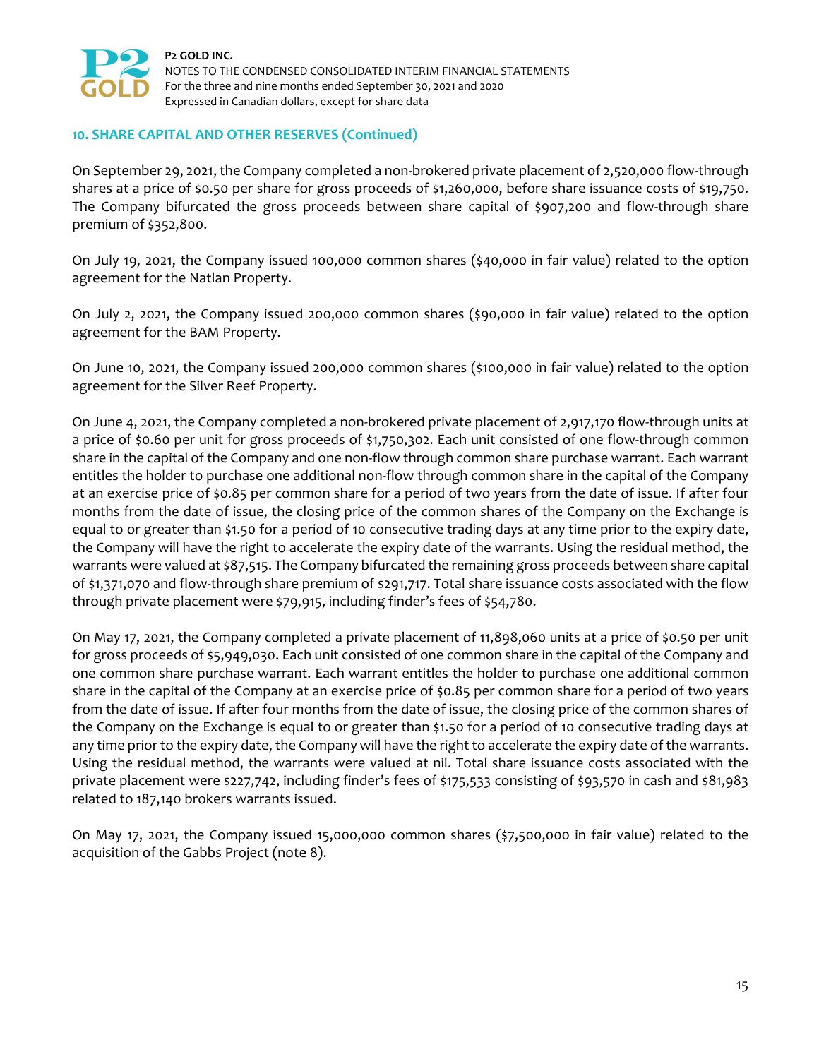## 10. SHARE CAPITAL AND OTHER RESERVES (Continued)

On September 29, 2021, the Company completed a non-brokered private placement of 2,520,000 flow-through shares at a price of $0.50 per share for gross proceeds of $1,260,000, before share issuance costs of $19,750. The Company bifurcated the gross proceeds between share capital of $907,200 and flow-through share premium of $352,800.

On July 19, 2021, the Company issued 100,000 common shares ($40,000 in fair value) related to the option agreement for the Natlan Property.

On July 2, 2021, the Company issued 200,000 common shares ($90,000 in fair value) related to the option agreement for the BAM Property.

On June 10, 2021, the Company issued 200,000 common shares ($100,000 in fair value) related to the option agreement for the Silver Reef Property.

On June 4, 2021, the Company completed a non-brokered private placement of 2,917,170 flow-through units at a price of $0.60 per unit for gross proceeds of $1,750,302. Each unit consisted of one flow-through common share in the capital of the Company and one non-flow through common share purchase warrant. Each warrant entitles the holder to purchase one additional non-flow through common share in the capital of the Company at an exercise price of $0.85 per common share for a period of two years from the date of issue. If after four months from the date of issue, the closing price of the common shares of the Company on the Exchange is equal to or greater than $1.50 for a period of 10 consecutive trading days at any time prior to the expiry date, the Company will have the right to accelerate the expiry date of the warrants. Using the residual method, the warrants were valued at $87,515. The Company bifurcated the remaining gross proceeds between share capital of $1,371,070 and flow-through share premium of $291,717. Total share issuance costs associated with the flow through private placement were $79,915, including finder's fees of $54,780.

On May 17, 2021, the Company completed a private placement of 11,898,060 units at a price of $0.50 per unit for gross proceeds of $5,949,030. Each unit consisted of one common share in the capital of the Company and one common share purchase warrant. Each warrant entitles the holder to purchase one additional common share in the capital of the Company at an exercise price of $0.85 per common share for a period of two years from the date of issue. If after four months from the date of issue, the closing price of the common shares of the Company on the Exchange is equal to or greater than $1.50 for a period of 10 consecutive trading days at any time prior to the expiry date, the Company will have the right to accelerate the expiry date of the warrants. Using the residual method, the warrants were valued at nil. Total share issuance costs associated with the private placement were $227,742, including finder's fees of $175,533 consisting of $93,570 in cash and $81,983 related to 187,140 brokers warrants issued.

On May 17, 2021, the Company issued 15,000,000 common shares ($7,500,000 in fair value) related to the acquisition of the Gabbs Project (note 8).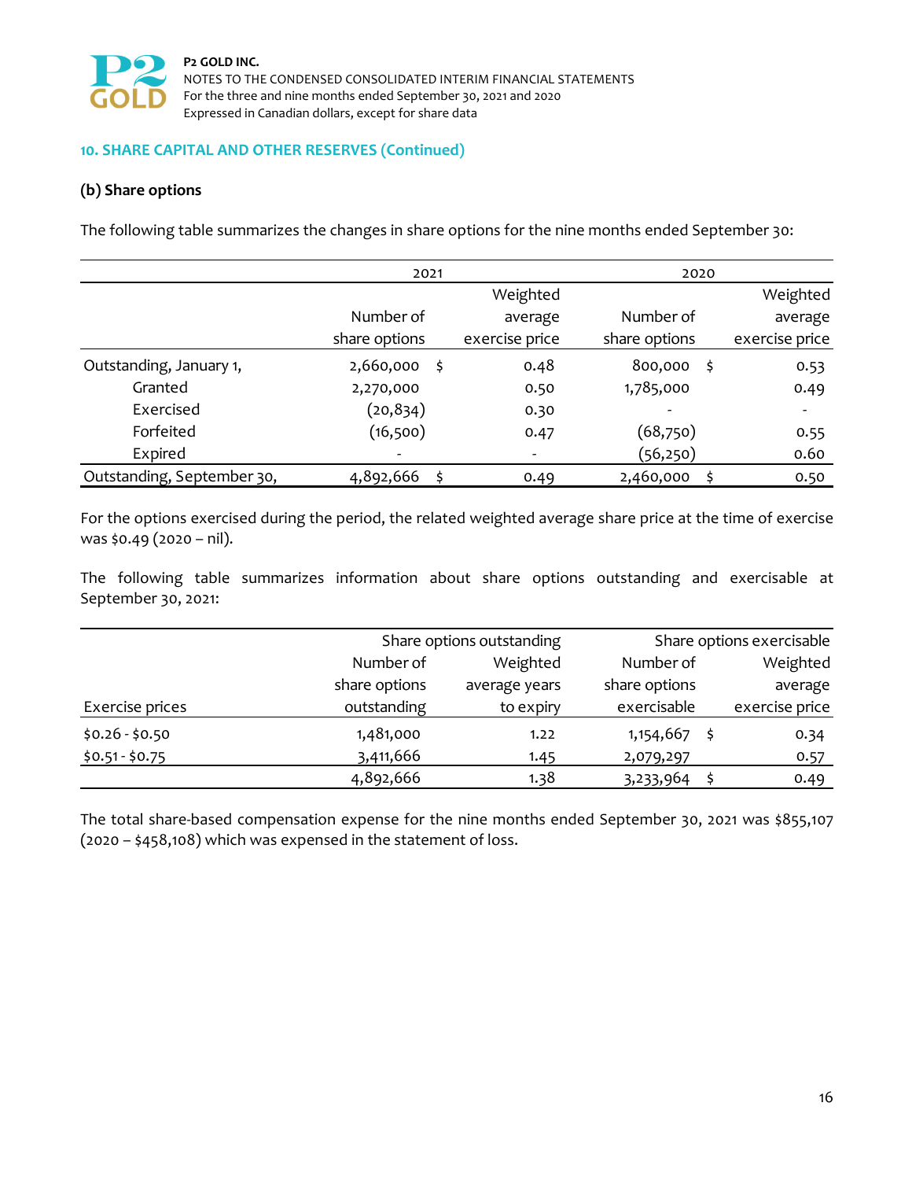## 10. SHARE CAPITAL AND OTHER RESERVES (Continued)

### (b) Share options

The following table summarizes the changes in share options for the nine months ended September 30:

| | 2021 | | | 2020 | | |
|---|---|---|---|---|---|---|
| | Number of share options | | Weighted average exercise price | Number of share options | | Weighted average exercise price |
| Outstanding, January 1, | 2,660,000 | $ | 0.48 | 800,000 | $ | 0.53 |
| Granted | 2,270,000 | | 0.50 | 1,785,000 | | 0.49 |
| Exercised | (20,834) | | 0.30 | - | | - |
| Forfeited | (16,500) | | 0.47 | (68,750) | | 0.55 |
| Expired | - | | - | (56,250) | | 0.60 |
| Outstanding, September 30, | 4,892,666 | $ | 0.49 | 2,460,000 | $ | 0.50 |

For the options exercised during the period, the related weighted average share price at the time of exercise was $0.49 (2020 – nil).

The following table summarizes information about share options outstanding and exercisable at September 30, 2021:

| | Share options outstanding | | Share options exercisable | | |
|---|---|---|---|---|---|
| Exercise prices | Number of share options outstanding | Weighted average years to expiry | Number of share options exercisable | | Weighted average exercise price |
| $0.26 - $0.50 | 1,481,000 | 1.22 | 1,154,667 | $ | 0.34 |
| $0.51 - $0.75 | 3,411,666 | 1.45 | 2,079,297 | | 0.57 |
| | 4,892,666 | 1.38 | 3,233,964 | $ | 0.49 |

The total share-based compensation expense for the nine months ended September 30, 2021 was $855,107 (2020 – $458,108) which was expensed in the statement of loss.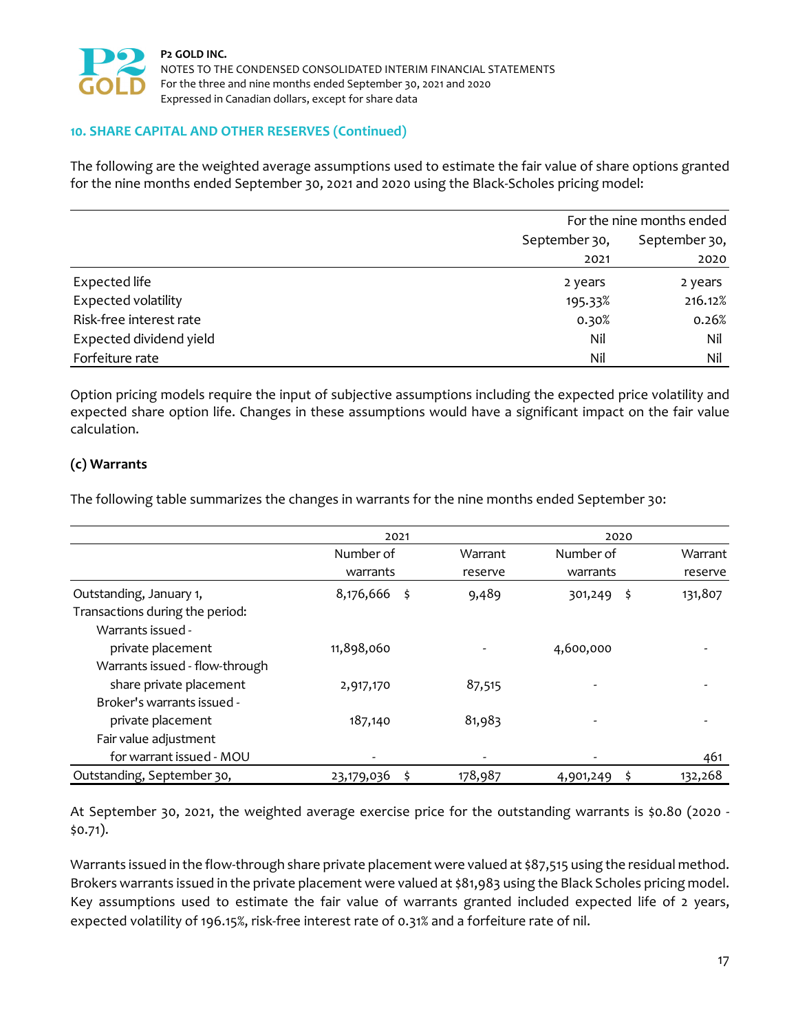## 10. SHARE CAPITAL AND OTHER RESERVES (Continued)

The following are the weighted average assumptions used to estimate the fair value of share options granted for the nine months ended September 30, 2021 and 2020 using the Black-Scholes pricing model:

| | For the nine months ended | |
|---|---|---|
| | September 30, 2021 | September 30, 2020 |
| Expected life | 2 years | 2 years |
| Expected volatility | 195.33% | 216.12% |
| Risk-free interest rate | 0.30% | 0.26% |
| Expected dividend yield | Nil | Nil |
| Forfeiture rate | Nil | Nil |

Option pricing models require the input of subjective assumptions including the expected price volatility and expected share option life. Changes in these assumptions would have a significant impact on the fair value calculation.

### (c) Warrants

The following table summarizes the changes in warrants for the nine months ended September 30:

| | 2021 | | 2020 | |
|---|---|---|---|---|
| | Number of warrants | Warrant reserve | Number of warrants | Warrant reserve |
| Outstanding, January 1, | 8,176,666 | $ 9,489 | 301,249 | $ 131,807 |
| Transactions during the period: | | | | |
| Warrants issued - private placement | 11,898,060 | - | 4,600,000 | - |
| Warrants issued - flow-through share private placement | 2,917,170 | 87,515 | - | - |
| Broker's warrants issued - private placement | 187,140 | 81,983 | - | - |
| Fair value adjustment for warrant issued - MOU | - | - | - | 461 |
| Outstanding, September 30, | 23,179,036 | $ 178,987 | 4,901,249 | $ 132,268 |

At September 30, 2021, the weighted average exercise price for the outstanding warrants is $0.80 (2020 - $0.71).

Warrants issued in the flow-through share private placement were valued at $87,515 using the residual method. Brokers warrants issued in the private placement were valued at $81,983 using the Black Scholes pricing model. Key assumptions used to estimate the fair value of warrants granted included expected life of 2 years, expected volatility of 196.15%, risk-free interest rate of 0.31% and a forfeiture rate of nil.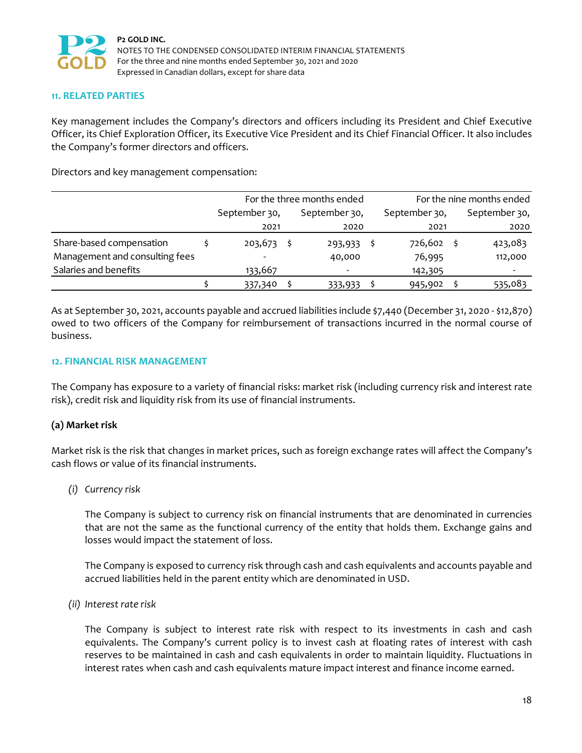## 11. RELATED PARTIES

Key management includes the Company's directors and officers including its President and Chief Executive Officer, its Chief Exploration Officer, its Executive Vice President and its Chief Financial Officer. It also includes the Company's former directors and officers.

Directors and key management compensation:

| | For the three months ended | | For the nine months ended | |
|---|---|---|---|---|
| | September 30, 2021 | September 30, 2020 | September 30, 2021 | September 30, 2020 |
| Share-based compensation | $ 203,673 | $ 293,933 | $ 726,602 | $ 423,083 |
| Management and consulting fees | - | 40,000 | 76,995 | 112,000 |
| Salaries and benefits | 133,667 | - | 142,305 | - |
| | $ 337,340 | $ 333,933 | $ 945,902 | $ 535,083 |

As at September 30, 2021, accounts payable and accrued liabilities include $7,440 (December 31, 2020 - $12,870) owed to two officers of the Company for reimbursement of transactions incurred in the normal course of business.

## 12. FINANCIAL RISK MANAGEMENT

The Company has exposure to a variety of financial risks: market risk (including currency risk and interest rate risk), credit risk and liquidity risk from its use of financial instruments.

### (a) Market risk

Market risk is the risk that changes in market prices, such as foreign exchange rates will affect the Company's cash flows or value of its financial instruments.

*(i) Currency risk*

The Company is subject to currency risk on financial instruments that are denominated in currencies that are not the same as the functional currency of the entity that holds them. Exchange gains and losses would impact the statement of loss.

The Company is exposed to currency risk through cash and cash equivalents and accounts payable and accrued liabilities held in the parent entity which are denominated in USD.

*(ii) Interest rate risk*

The Company is subject to interest rate risk with respect to its investments in cash and cash equivalents. The Company's current policy is to invest cash at floating rates of interest with cash reserves to be maintained in cash and cash equivalents in order to maintain liquidity. Fluctuations in interest rates when cash and cash equivalents mature impact interest and finance income earned.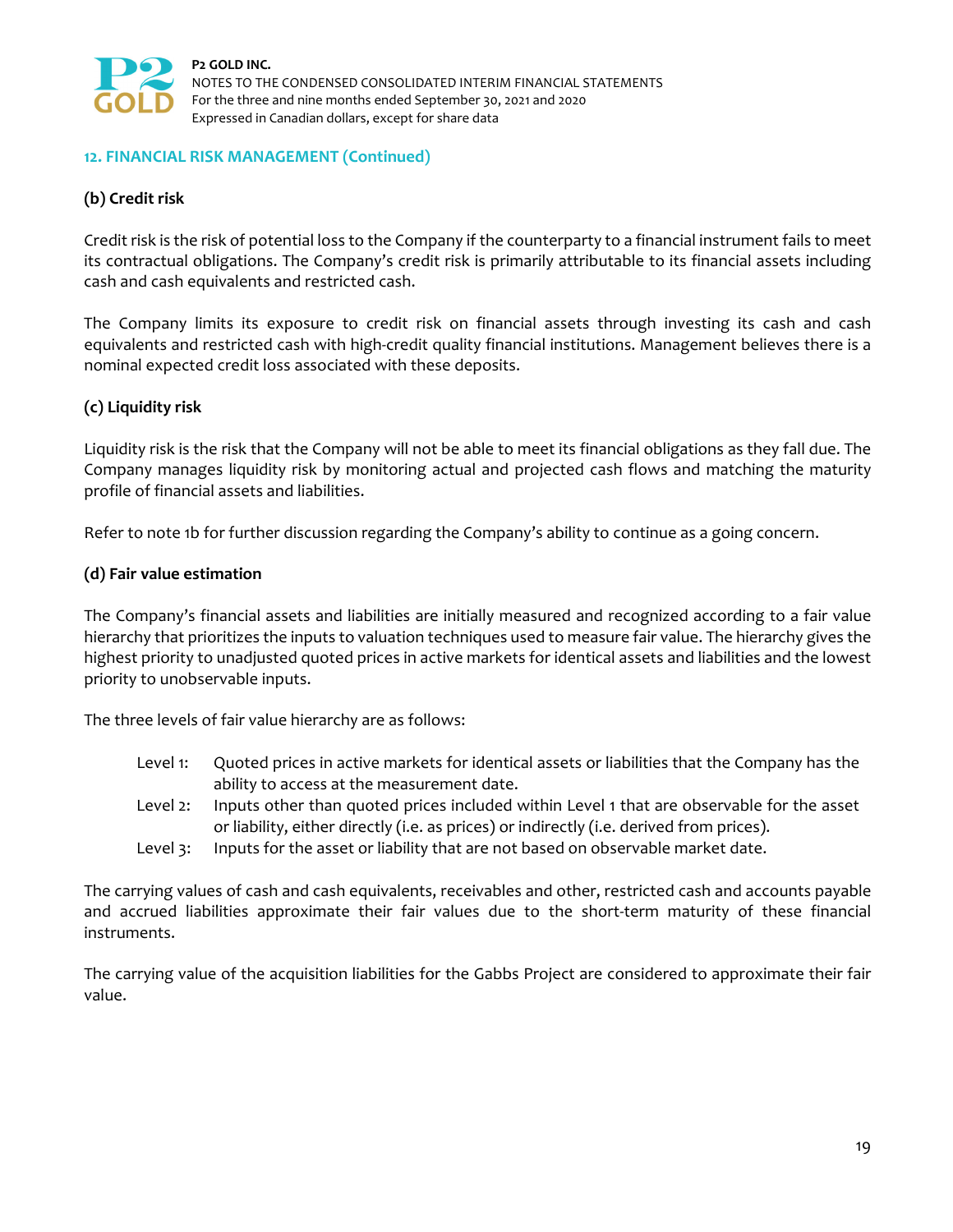## 12. FINANCIAL RISK MANAGEMENT (Continued)

### (b) Credit risk

Credit risk is the risk of potential loss to the Company if the counterparty to a financial instrument fails to meet its contractual obligations. The Company's credit risk is primarily attributable to its financial assets including cash and cash equivalents and restricted cash.

The Company limits its exposure to credit risk on financial assets through investing its cash and cash equivalents and restricted cash with high-credit quality financial institutions. Management believes there is a nominal expected credit loss associated with these deposits.

### (c) Liquidity risk

Liquidity risk is the risk that the Company will not be able to meet its financial obligations as they fall due. The Company manages liquidity risk by monitoring actual and projected cash flows and matching the maturity profile of financial assets and liabilities.

Refer to note 1b for further discussion regarding the Company's ability to continue as a going concern.

### (d) Fair value estimation

The Company's financial assets and liabilities are initially measured and recognized according to a fair value hierarchy that prioritizes the inputs to valuation techniques used to measure fair value. The hierarchy gives the highest priority to unadjusted quoted prices in active markets for identical assets and liabilities and the lowest priority to unobservable inputs.

The three levels of fair value hierarchy are as follows:

- Level 1: Quoted prices in active markets for identical assets or liabilities that the Company has the ability to access at the measurement date.
- Level 2: Inputs other than quoted prices included within Level 1 that are observable for the asset or liability, either directly (i.e. as prices) or indirectly (i.e. derived from prices).
- Level 3: Inputs for the asset or liability that are not based on observable market date.

The carrying values of cash and cash equivalents, receivables and other, restricted cash and accounts payable and accrued liabilities approximate their fair values due to the short-term maturity of these financial instruments.

The carrying value of the acquisition liabilities for the Gabbs Project are considered to approximate their fair value.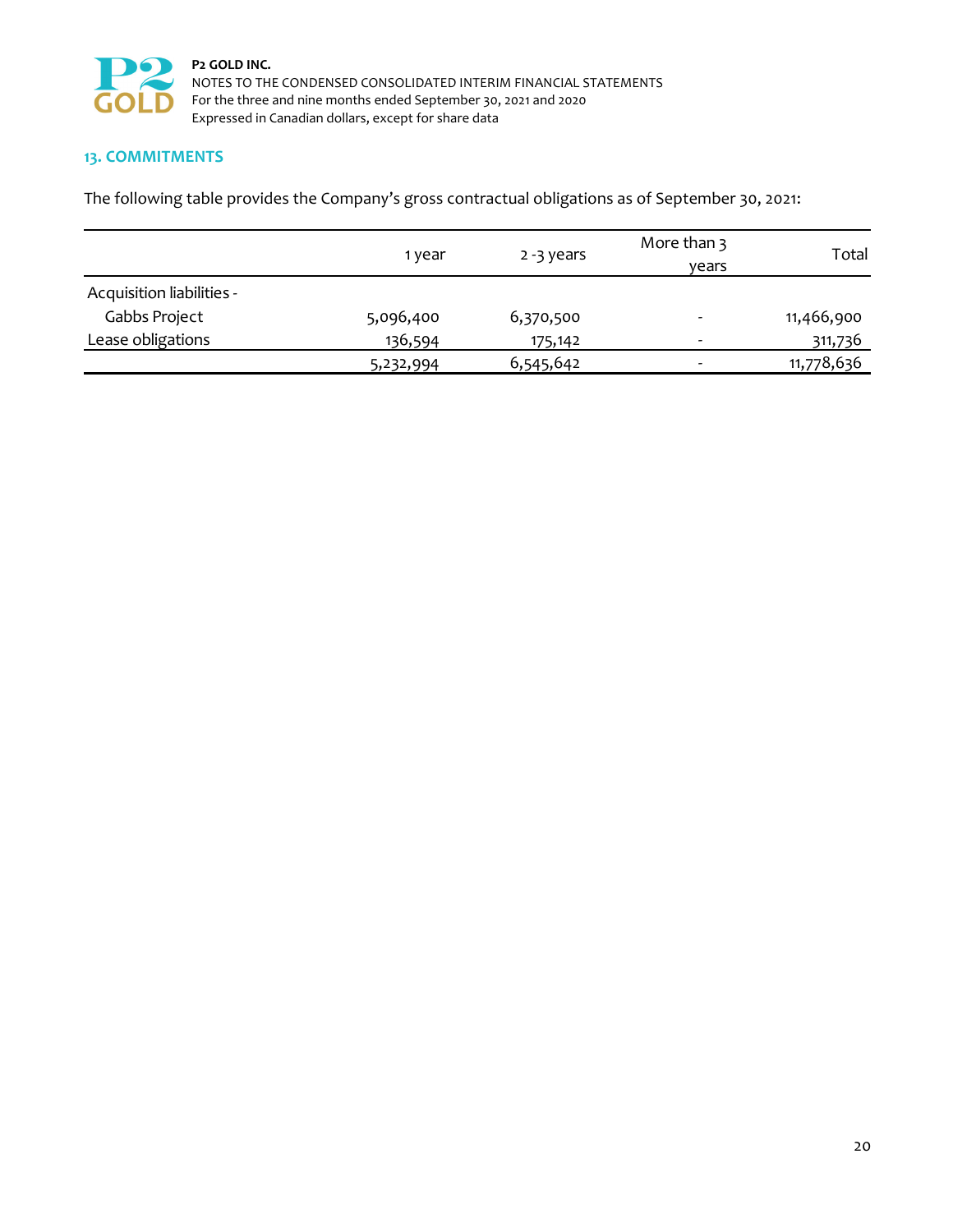## 13. COMMITMENTS

The following table provides the Company's gross contractual obligations as of September 30, 2021:

| | 1 year | 2 -3 years | More than 3 years | Total |
|---|---|---|---|---|
| Acquisition liabilities - | | | | |
| Gabbs Project | 5,096,400 | 6,370,500 | - | 11,466,900 |
| Lease obligations | 136,594 | 175,142 | - | 311,736 |
| | 5,232,994 | 6,545,642 | - | 11,778,636 |